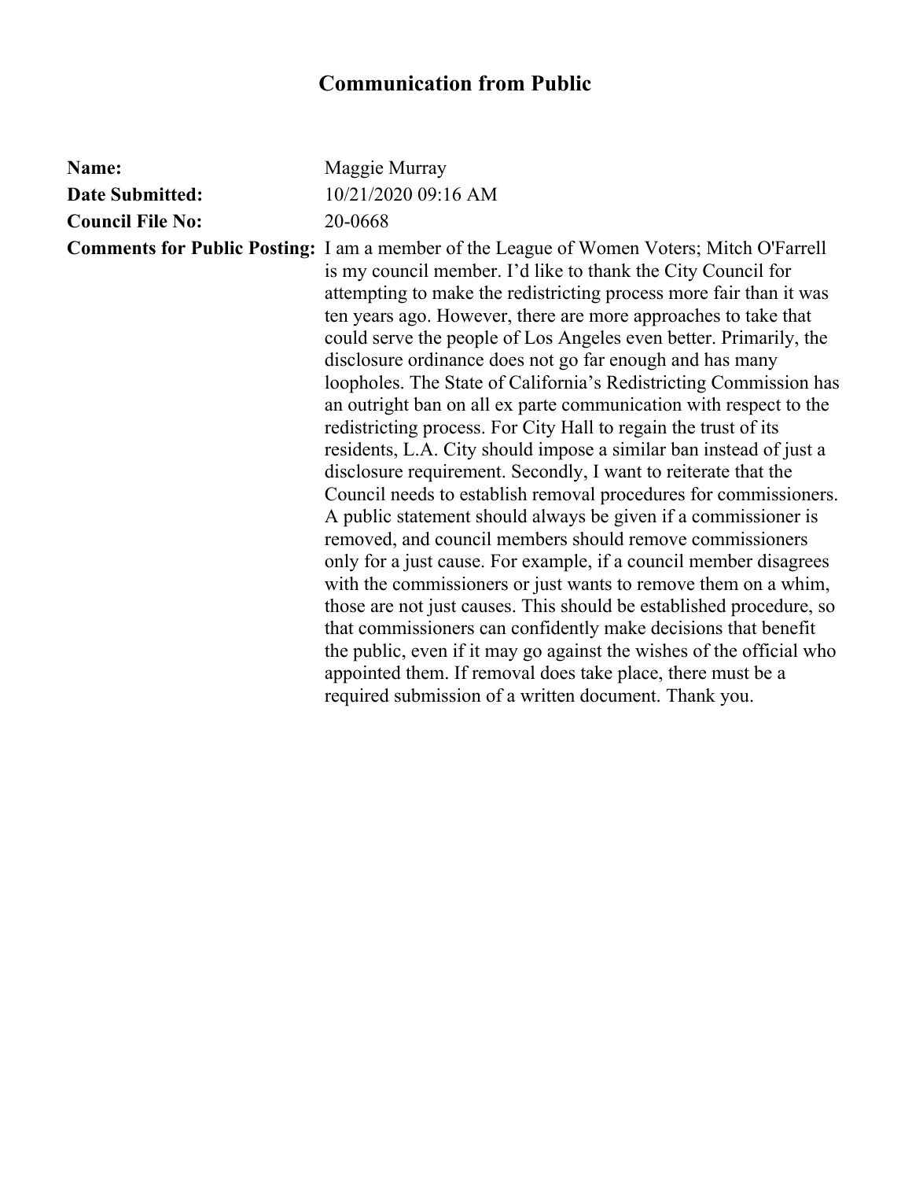# Communication from Public

**Name:** Maggie Murray

**Date Submitted:** 10/21/2020 09:16 AM

**Council File No:** 20-0668

**Comments for Public Posting:** I am a member of the League of Women Voters; Mitch O'Farrell is my council member. I'd like to thank the City Council for attempting to make the redistricting process more fair than it was ten years ago. However, there are more approaches to take that could serve the people of Los Angeles even better. Primarily, the disclosure ordinance does not go far enough and has many loopholes. The State of California's Redistricting Commission has an outright ban on all ex parte communication with respect to the redistricting process. For City Hall to regain the trust of its residents, L.A. City should impose a similar ban instead of just a disclosure requirement. Secondly, I want to reiterate that the Council needs to establish removal procedures for commissioners. A public statement should always be given if a commissioner is removed, and council members should remove commissioners only for a just cause. For example, if a council member disagrees with the commissioners or just wants to remove them on a whim, those are not just causes. This should be established procedure, so that commissioners can confidently make decisions that benefit the public, even if it may go against the wishes of the official who appointed them. If removal does take place, there must be a required submission of a written document. Thank you.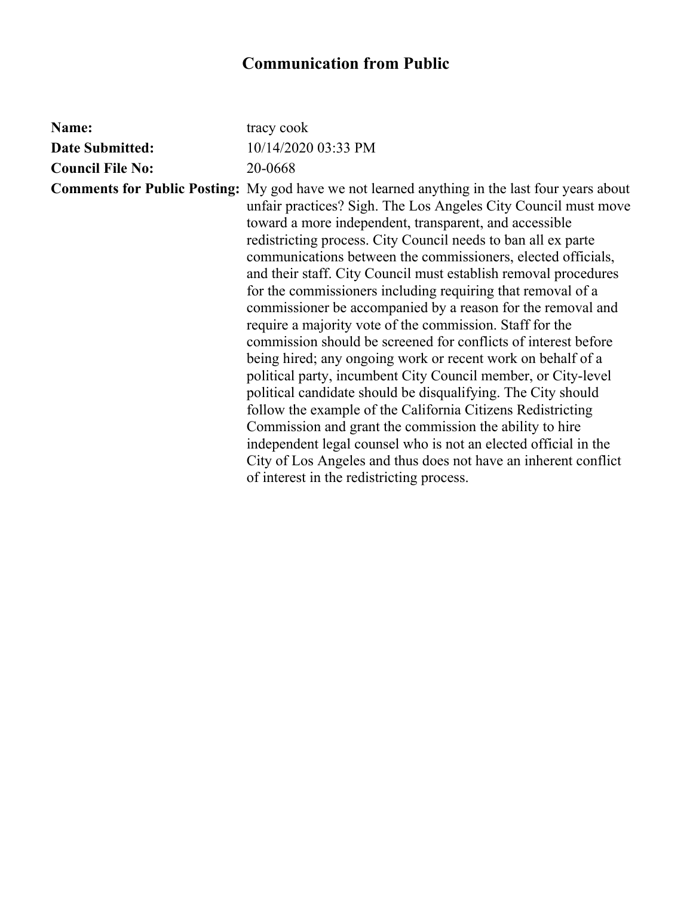# Communication from Public

**Name:** tracy cook

**Date Submitted:** 10/14/2020 03:33 PM

**Council File No:** 20-0668

**Comments for Public Posting:** My god have we not learned anything in the last four years about unfair practices? Sigh. The Los Angeles City Council must move toward a more independent, transparent, and accessible redistricting process. City Council needs to ban all ex parte communications between the commissioners, elected officials, and their staff. City Council must establish removal procedures for the commissioners including requiring that removal of a commissioner be accompanied by a reason for the removal and require a majority vote of the commission. Staff for the commission should be screened for conflicts of interest before being hired; any ongoing work or recent work on behalf of a political party, incumbent City Council member, or City-level political candidate should be disqualifying. The City should follow the example of the California Citizens Redistricting Commission and grant the commission the ability to hire independent legal counsel who is not an elected official in the City of Los Angeles and thus does not have an inherent conflict of interest in the redistricting process.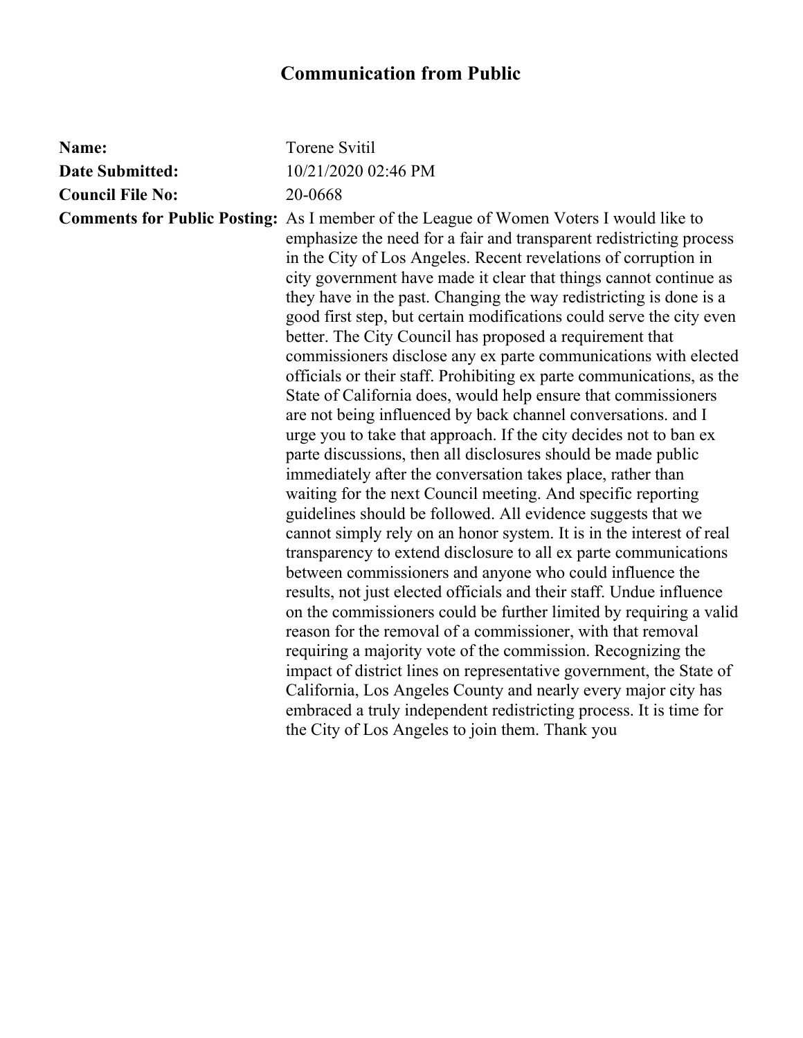# Communication from Public

**Name:** Torene Svitil

**Date Submitted:** 10/21/2020 02:46 PM

**Council File No:** 20-0668

**Comments for Public Posting:** As I member of the League of Women Voters I would like to emphasize the need for a fair and transparent redistricting process in the City of Los Angeles. Recent revelations of corruption in city government have made it clear that things cannot continue as they have in the past. Changing the way redistricting is done is a good first step, but certain modifications could serve the city even better. The City Council has proposed a requirement that commissioners disclose any ex parte communications with elected officials or their staff. Prohibiting ex parte communications, as the State of California does, would help ensure that commissioners are not being influenced by back channel conversations. and I urge you to take that approach. If the city decides not to ban ex parte discussions, then all disclosures should be made public immediately after the conversation takes place, rather than waiting for the next Council meeting. And specific reporting guidelines should be followed. All evidence suggests that we cannot simply rely on an honor system. It is in the interest of real transparency to extend disclosure to all ex parte communications between commissioners and anyone who could influence the results, not just elected officials and their staff. Undue influence on the commissioners could be further limited by requiring a valid reason for the removal of a commissioner, with that removal requiring a majority vote of the commission. Recognizing the impact of district lines on representative government, the State of California, Los Angeles County and nearly every major city has embraced a truly independent redistricting process. It is time for the City of Los Angeles to join them. Thank you